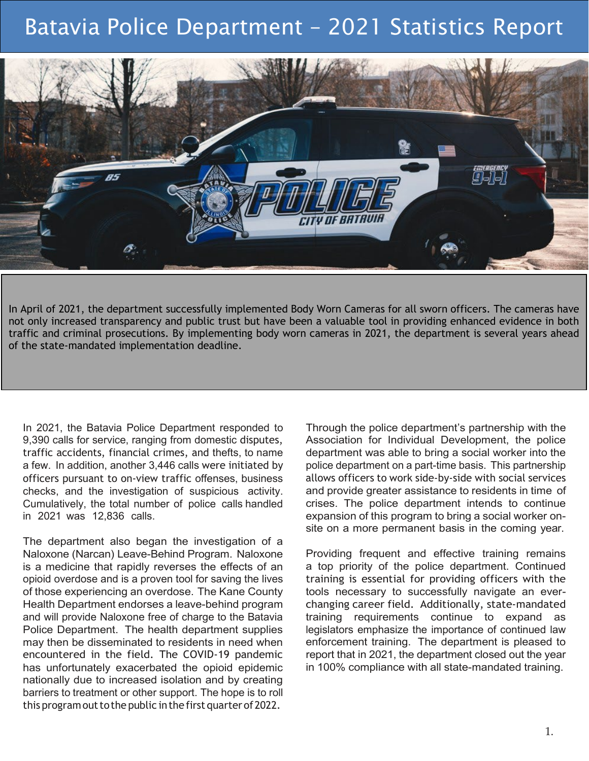# Batavia Police Department – 2021 Statistics Report

In April of 2021, the department successfully implemented Body Worn Cameras for all sworn officers. The cameras have not only increased transparency and public trust but have been a valuable tool in providing enhanced evidence in both traffic and criminal prosecutions. By implementing body worn cameras in 2021, the department is several years ahead of the state-mandated implementation deadline.

In 2021, the Batavia Police Department responded to 9,390 calls for service, ranging from domestic disputes, traffic accidents, financial crimes, and thefts, to name a few. In addition, another 3,446 calls were initiated by officers pursuant to on-view traffic offenses, business checks, and the investigation of suspicious activity. Cumulatively, the total number of police calls handled in 2021 was 12,836 calls.

The department also began the investigation of a Naloxone (Narcan) Leave-Behind Program. Naloxone is a medicine that rapidly reverses the effects of an opioid overdose and is a proven tool for saving the lives of those experiencing an overdose. The Kane County Health Department endorses a leave-behind program and will provide Naloxone free of charge to the Batavia Police Department. The health department supplies may then be disseminated to residents in need when encountered in the field. The COVID-19 pandemic has unfortunately exacerbated the opioid epidemic nationally due to increased isolation and by creating barriers to treatment or other support. The hope is to roll this program out to the public in the first quarter of 2022.

Through the police department's partnership with the Association for Individual Development, the police department was able to bring a social worker into the police department on a part-time basis. This partnership allows officers to work side-by-side with social services and provide greater assistance to residents in time of crises. The police department intends to continue expansion of this program to bring a social worker on-site on a more permanent basis in the coming year.

Providing frequent and effective training remains a top priority of the police department. Continued training is essential for providing officers with the tools necessary to successfully navigate an ever-changing career field. Additionally, state-mandated training requirements continue to expand as legislators emphasize the importance of continued law enforcement training. The department is pleased to report that in 2021, the department closed out the year in 100% compliance with all state-mandated training.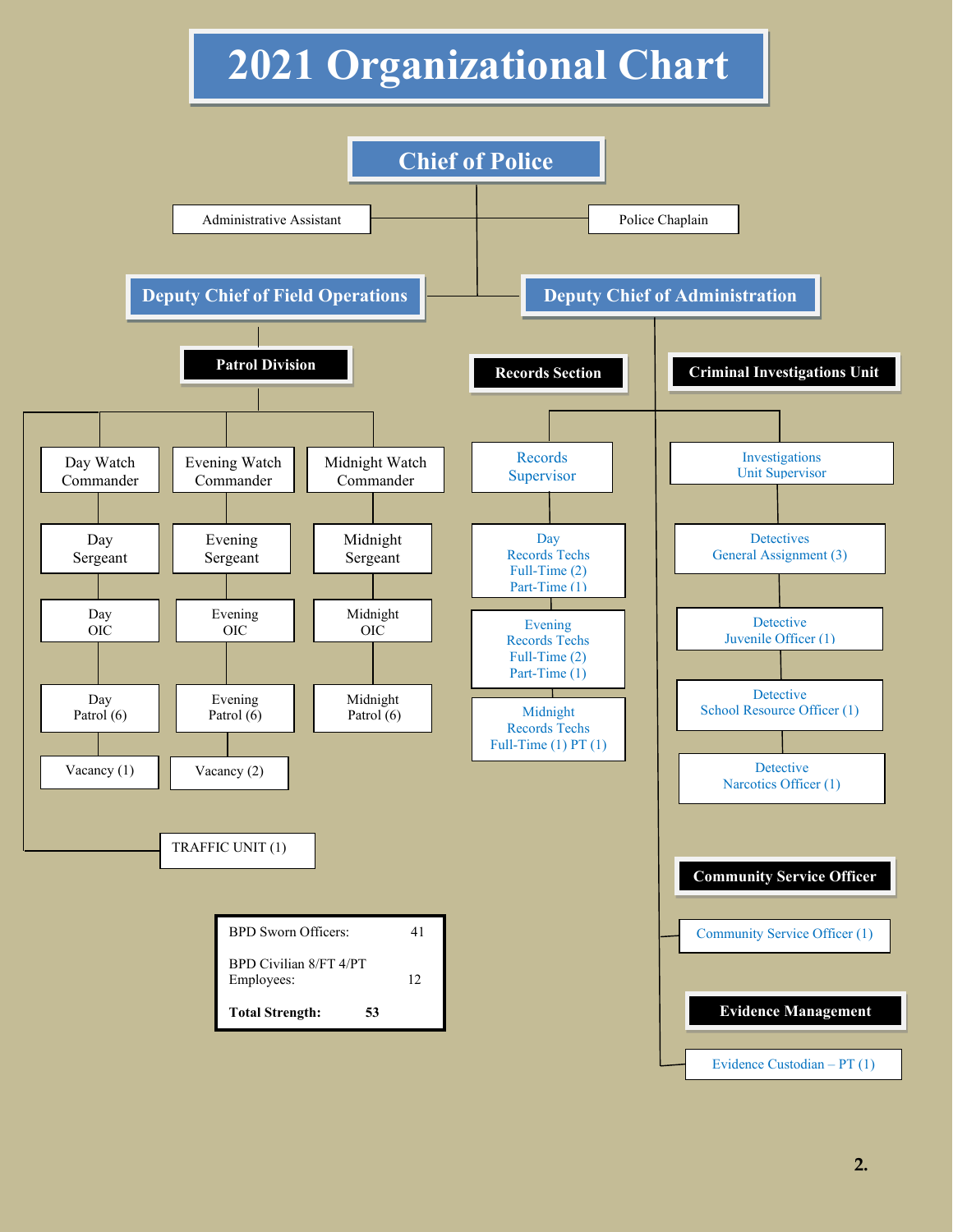# 2021 Organizational Chart

## Chief of Police

- Administrative Assistant
- Police Chaplain

### Deputy Chief of Field Operations

**Patrol Division**

- Day Watch Commander
  - Day Sergeant
    - Day OIC
      - Day Patrol (6)
        - Vacancy (1)
- Evening Watch Commander
  - Evening Sergeant
    - Evening OIC
      - Evening Patrol (6)
        - Vacancy (2)
- Midnight Watch Commander
  - Midnight Sergeant
    - Midnight OIC
      - Midnight Patrol (6)
- TRAFFIC UNIT (1)

### Deputy Chief of Administration

**Records Section**

- Records Supervisor
  - Day Records Techs Full-Time (2) Part-Time (1)
  - Evening Records Techs Full-Time (2) Part-Time (1)
  - Midnight Records Techs Full-Time (1) PT (1)

**Criminal Investigations Unit**

- Investigations Unit Supervisor
  - Detectives General Assignment (3)
  - Detective Juvenile Officer (1)
  - Detective School Resource Officer (1)
  - Detective Narcotics Officer (1)

**Community Service Officer**

- Community Service Officer (1)

**Evidence Management**

- Evidence Custodian – PT (1)

| | |
|---|---|
| BPD Sworn Officers: | 41 |
| BPD Civilian 8/FT 4/PT Employees: | 12 |
| **Total Strength:** | **53** |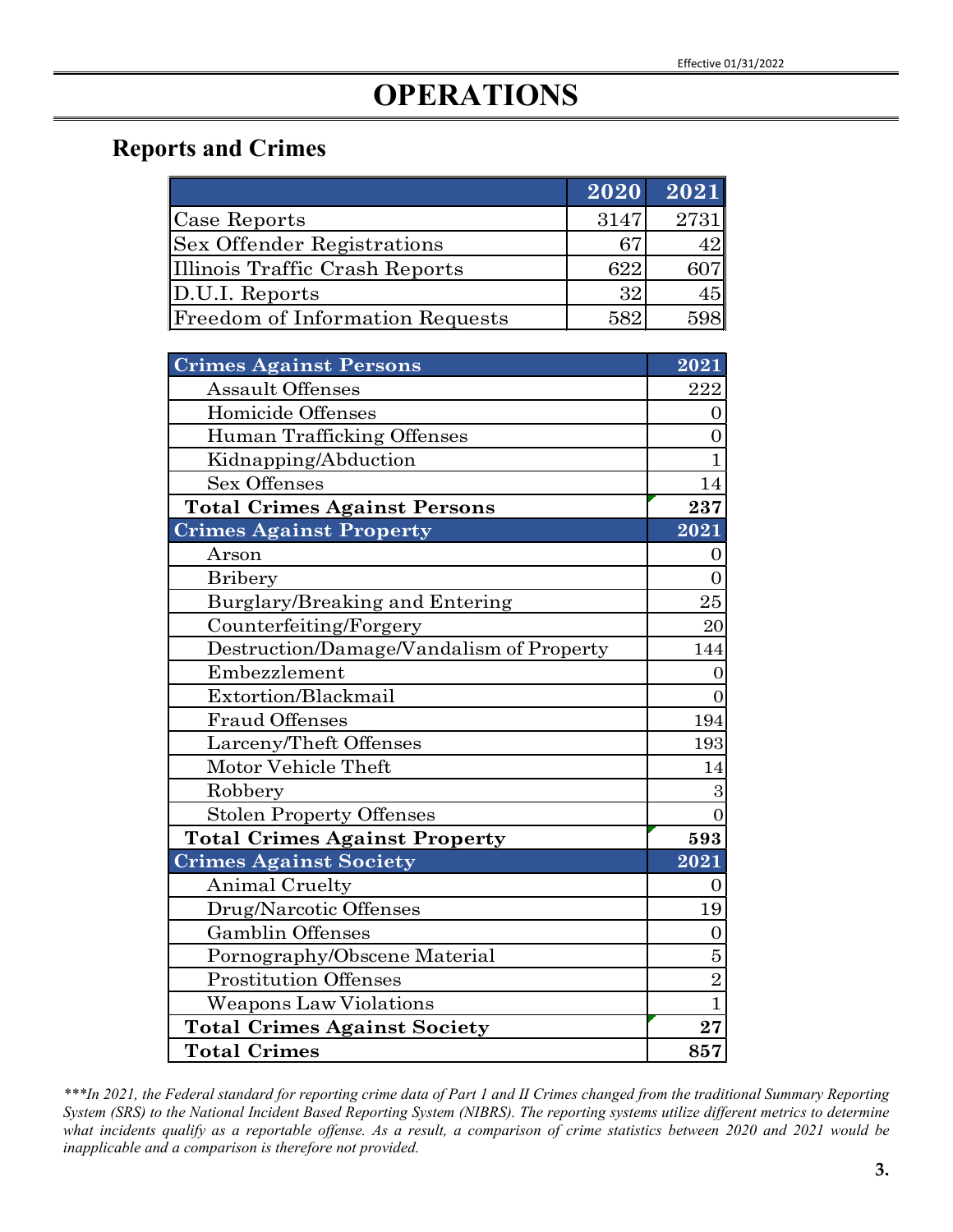Effective 01/31/2022

# OPERATIONS

## Reports and Crimes

| | 2020 | 2021 |
|---|---|---|
| Case Reports | 3147 | 2731 |
| Sex Offender Registrations | 67 | 42 |
| Illinois Traffic Crash Reports | 622 | 607 |
| D.U.I. Reports | 32 | 45 |
| Freedom of Information Requests | 582 | 598 |

| Crimes Against Persons | 2021 |
|---|---|
| Assault Offenses | 222 |
| Homicide Offenses | 0 |
| Human Trafficking Offenses | 0 |
| Kidnapping/Abduction | 1 |
| Sex Offenses | 14 |
| **Total Crimes Against Persons** | **237** |
| **Crimes Against Property** | **2021** |
| Arson | 0 |
| Bribery | 0 |
| Burglary/Breaking and Entering | 25 |
| Counterfeiting/Forgery | 20 |
| Destruction/Damage/Vandalism of Property | 144 |
| Embezzlement | 0 |
| Extortion/Blackmail | 0 |
| Fraud Offenses | 194 |
| Larceny/Theft Offenses | 193 |
| Motor Vehicle Theft | 14 |
| Robbery | 3 |
| Stolen Property Offenses | 0 |
| **Total Crimes Against Property** | **593** |
| **Crimes Against Society** | **2021** |
| Animal Cruelty | 0 |
| Drug/Narcotic Offenses | 19 |
| Gamblin Offenses | 0 |
| Pornography/Obscene Material | 5 |
| Prostitution Offenses | 2 |
| Weapons Law Violations | 1 |
| **Total Crimes Against Society** | **27** |
| **Total Crimes** | **857** |

****In 2021, the Federal standard for reporting crime data of Part 1 and II Crimes changed from the traditional Summary Reporting System (SRS) to the National Incident Based Reporting System (NIBRS). The reporting systems utilize different metrics to determine what incidents qualify as a reportable offense. As a result, a comparison of crime statistics between 2020 and 2021 would be inapplicable and a comparison is therefore not provided.*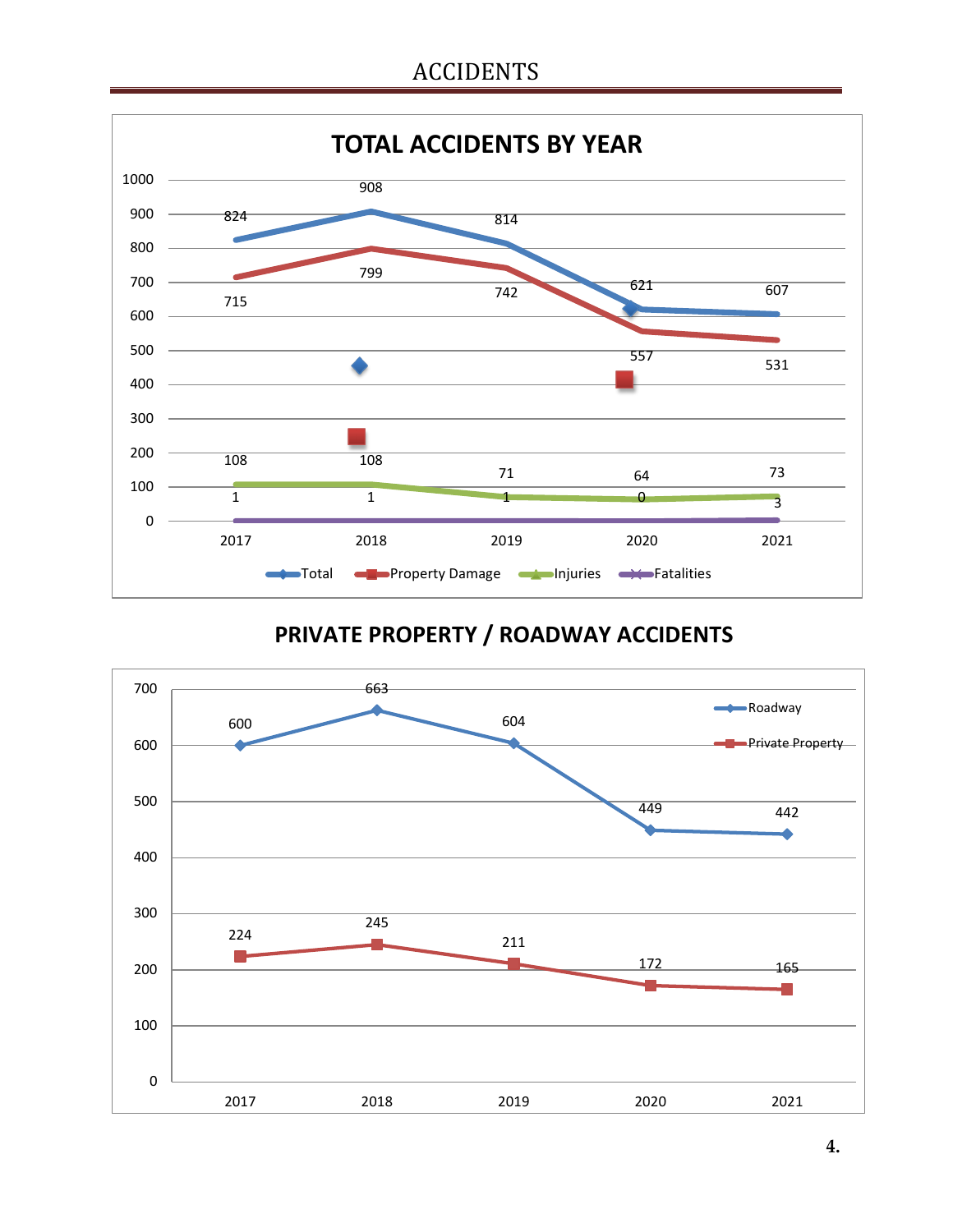# ACCIDENTS

## TOTAL ACCIDENTS BY YEAR

| | 2017 | 2018 | 2019 | 2020 | 2021 |
|---|---|---|---|---|---|
| Total | 824 | 908 | 814 | 621 | 607 |
| Property Damage | 715 | 799 | 742 | 557 | 531 |
| Injuries | 108 | 108 | 71 | 64 | 73 |
| Fatalities | 1 | 1 | 1 | 0 | 3 |

## PRIVATE PROPERTY / ROADWAY ACCIDENTS

| | 2017 | 2018 | 2019 | 2020 | 2021 |
|---|---|---|---|---|---|
| Roadway | 600 | 663 | 604 | 449 | 442 |
| Private Property | 224 | 245 | 211 | 172 | 165 |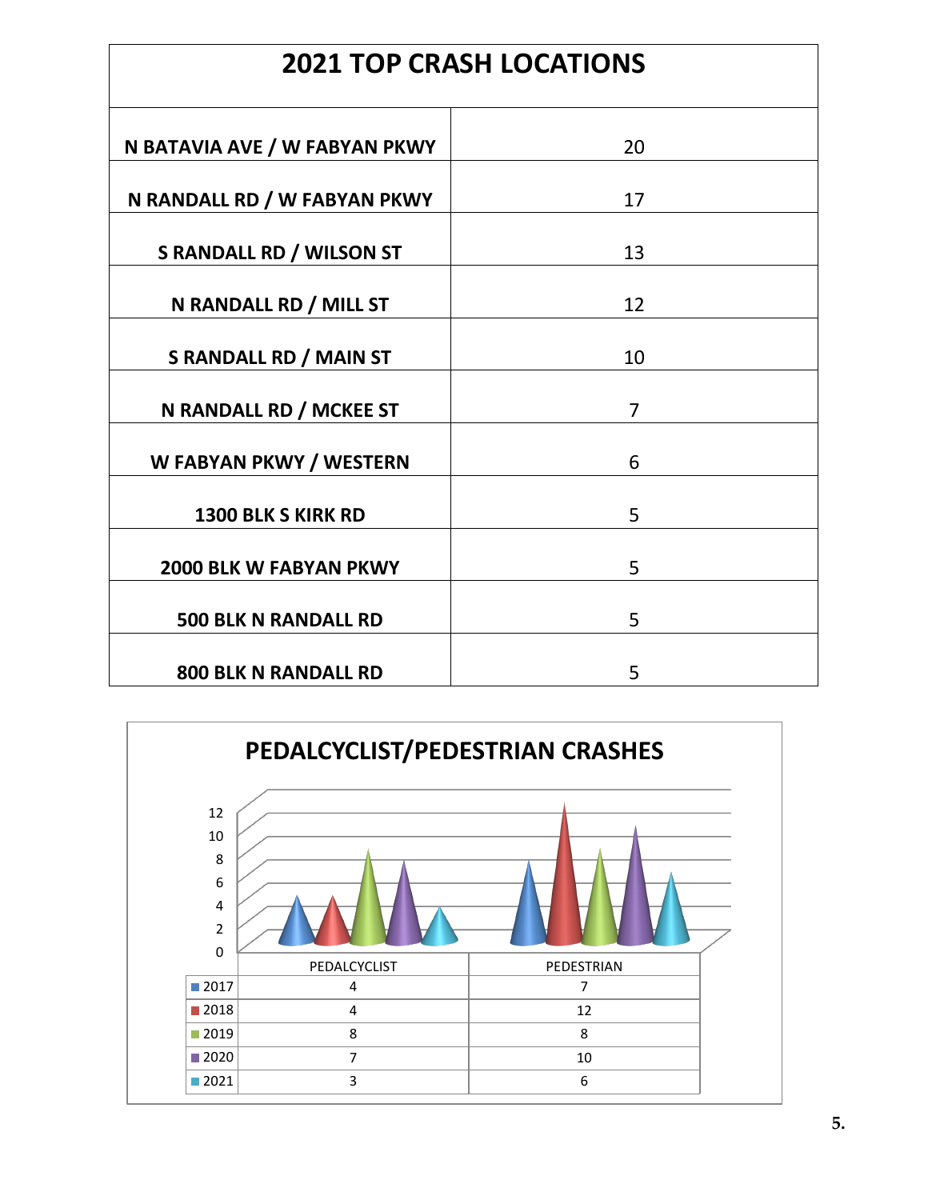## 2021 TOP CRASH LOCATIONS

| 2021 TOP CRASH LOCATIONS | |
|---|---|
| N BATAVIA AVE / W FABYAN PKWY | 20 |
| N RANDALL RD / W FABYAN PKWY | 17 |
| S RANDALL RD / WILSON ST | 13 |
| N RANDALL RD / MILL ST | 12 |
| S RANDALL RD / MAIN ST | 10 |
| N RANDALL RD / MCKEE ST | 7 |
| W FABYAN PKWY / WESTERN | 6 |
| 1300 BLK S KIRK RD | 5 |
| 2000 BLK W FABYAN PKWY | 5 |
| 500 BLK N RANDALL RD | 5 |
| 800 BLK N RANDALL RD | 5 |

## PEDALCYCLIST/PEDESTRIAN CRASHES

| | PEDALCYCLIST | PEDESTRIAN |
|---|---|---|
| 2017 | 4 | 7 |
| 2018 | 4 | 12 |
| 2019 | 8 | 8 |
| 2020 | 7 | 10 |
| 2021 | 3 | 6 |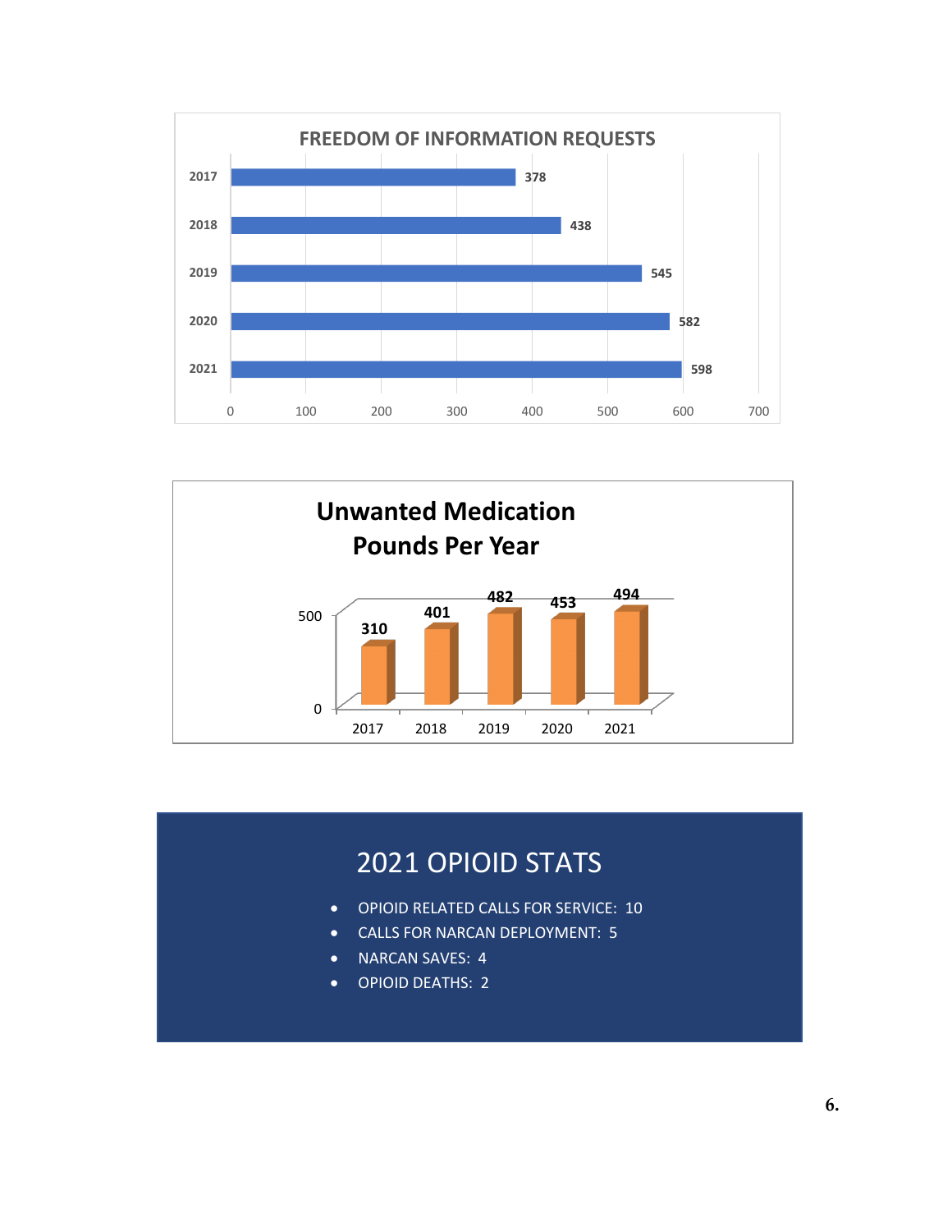## FREEDOM OF INFORMATION REQUESTS

| Year | Requests |
| --- | --- |
| 2017 | 378 |
| 2018 | 438 |
| 2019 | 545 |
| 2020 | 582 |
| 2021 | 598 |

## Unwanted Medication Pounds Per Year

| Year | Pounds |
| --- | --- |
| 2017 | 310 |
| 2018 | 401 |
| 2019 | 482 |
| 2020 | 453 |
| 2021 | 494 |

## 2021 OPIOID STATS

- OPIOID RELATED CALLS FOR SERVICE: 10
- CALLS FOR NARCAN DEPLOYMENT: 5
- NARCAN SAVES: 4
- OPIOID DEATHS: 2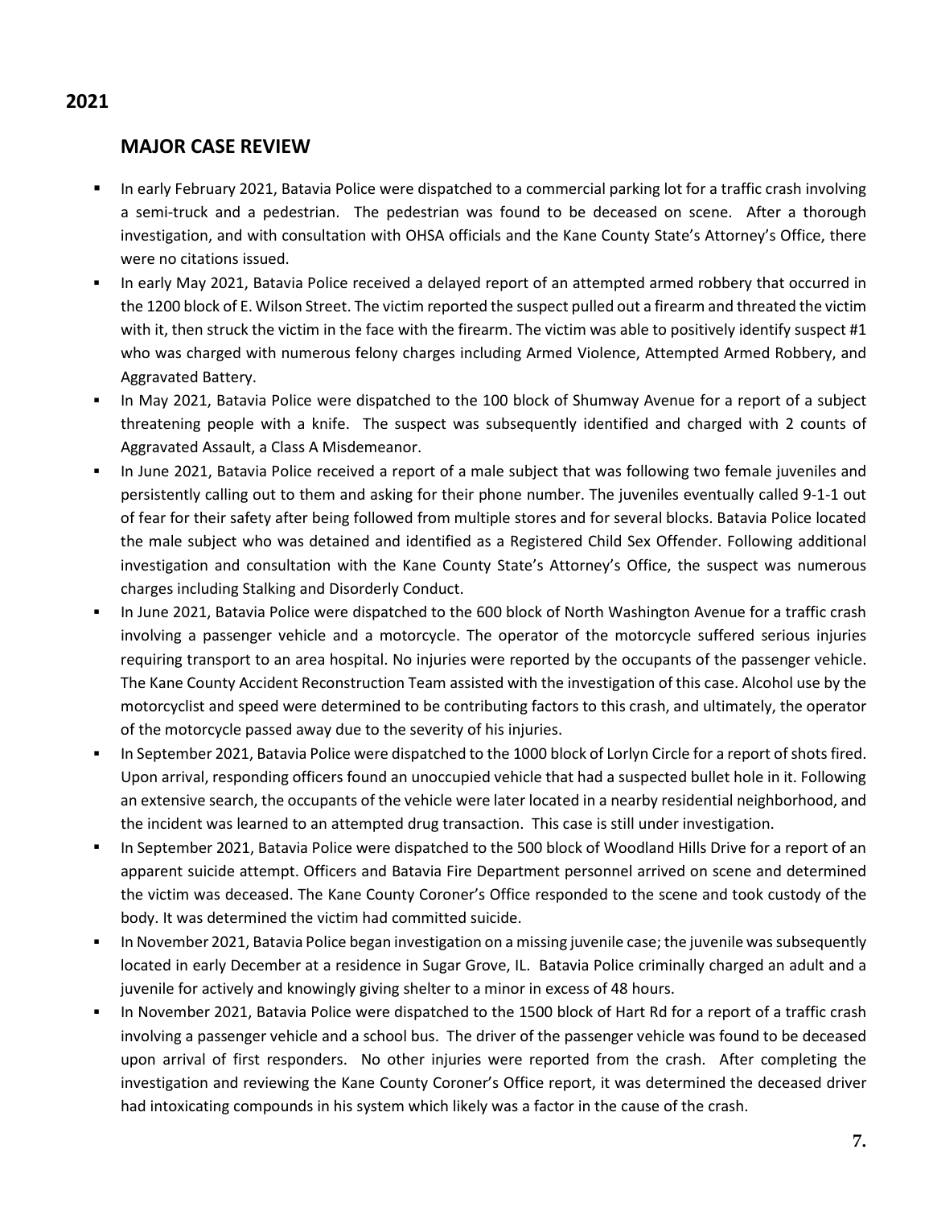## 2021

### MAJOR CASE REVIEW

- In early February 2021, Batavia Police were dispatched to a commercial parking lot for a traffic crash involving a semi-truck and a pedestrian. The pedestrian was found to be deceased on scene. After a thorough investigation, and with consultation with OHSA officials and the Kane County State's Attorney's Office, there were no citations issued.
- In early May 2021, Batavia Police received a delayed report of an attempted armed robbery that occurred in the 1200 block of E. Wilson Street. The victim reported the suspect pulled out a firearm and threated the victim with it, then struck the victim in the face with the firearm. The victim was able to positively identify suspect #1 who was charged with numerous felony charges including Armed Violence, Attempted Armed Robbery, and Aggravated Battery.
- In May 2021, Batavia Police were dispatched to the 100 block of Shumway Avenue for a report of a subject threatening people with a knife. The suspect was subsequently identified and charged with 2 counts of Aggravated Assault, a Class A Misdemeanor.
- In June 2021, Batavia Police received a report of a male subject that was following two female juveniles and persistently calling out to them and asking for their phone number. The juveniles eventually called 9-1-1 out of fear for their safety after being followed from multiple stores and for several blocks. Batavia Police located the male subject who was detained and identified as a Registered Child Sex Offender. Following additional investigation and consultation with the Kane County State's Attorney's Office, the suspect was numerous charges including Stalking and Disorderly Conduct.
- In June 2021, Batavia Police were dispatched to the 600 block of North Washington Avenue for a traffic crash involving a passenger vehicle and a motorcycle. The operator of the motorcycle suffered serious injuries requiring transport to an area hospital. No injuries were reported by the occupants of the passenger vehicle. The Kane County Accident Reconstruction Team assisted with the investigation of this case. Alcohol use by the motorcyclist and speed were determined to be contributing factors to this crash, and ultimately, the operator of the motorcycle passed away due to the severity of his injuries.
- In September 2021, Batavia Police were dispatched to the 1000 block of Lorlyn Circle for a report of shots fired. Upon arrival, responding officers found an unoccupied vehicle that had a suspected bullet hole in it. Following an extensive search, the occupants of the vehicle were later located in a nearby residential neighborhood, and the incident was learned to an attempted drug transaction. This case is still under investigation.
- In September 2021, Batavia Police were dispatched to the 500 block of Woodland Hills Drive for a report of an apparent suicide attempt. Officers and Batavia Fire Department personnel arrived on scene and determined the victim was deceased. The Kane County Coroner's Office responded to the scene and took custody of the body. It was determined the victim had committed suicide.
- In November 2021, Batavia Police began investigation on a missing juvenile case; the juvenile was subsequently located in early December at a residence in Sugar Grove, IL. Batavia Police criminally charged an adult and a juvenile for actively and knowingly giving shelter to a minor in excess of 48 hours.
- In November 2021, Batavia Police were dispatched to the 1500 block of Hart Rd for a report of a traffic crash involving a passenger vehicle and a school bus. The driver of the passenger vehicle was found to be deceased upon arrival of first responders. No other injuries were reported from the crash. After completing the investigation and reviewing the Kane County Coroner's Office report, it was determined the deceased driver had intoxicating compounds in his system which likely was a factor in the cause of the crash.